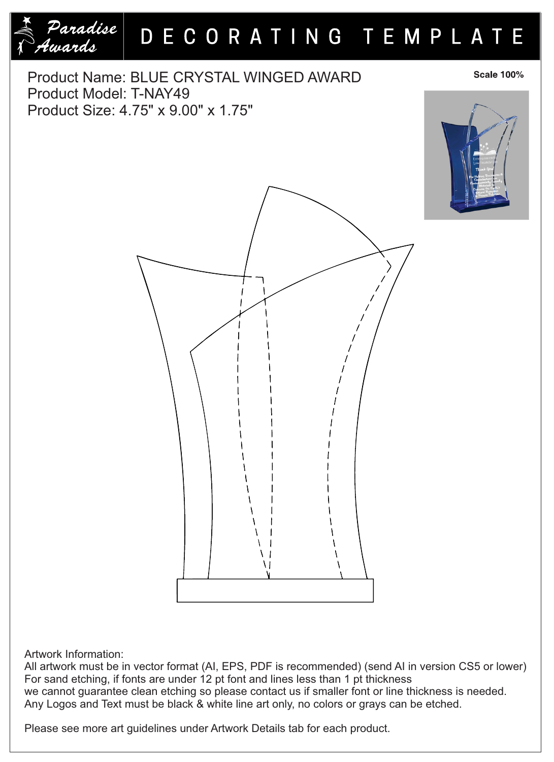# Paradise Awards — DECORATING TEMPLATE

Product Name: BLUE CRYSTAL WINGED AWARD
Product Model: T-NAY49
Product Size: 4.75" x 9.00" x 1.75"

**Scale 100%**

Artwork Information:
All artwork must be in vector format (AI, EPS, PDF is recommended) (send AI in version CS5 or lower)
For sand etching, if fonts are under 12 pt font and lines less than 1 pt thickness
we cannot guarantee clean etching so please contact us if smaller font or line thickness is needed.
Any Logos and Text must be black & white line art only, no colors or grays can be etched.

Please see more art guidelines under Artwork Details tab for each product.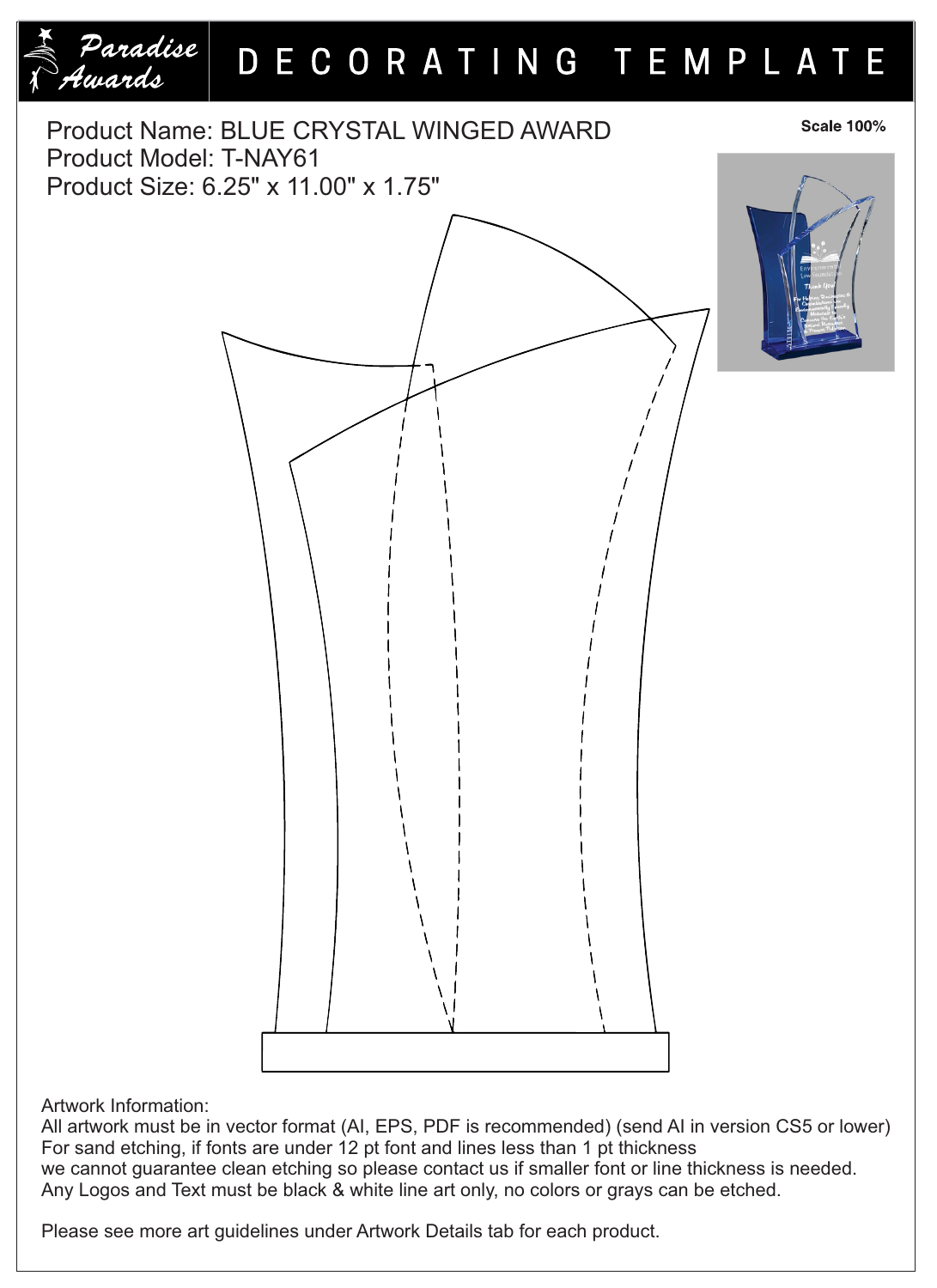Paradise Awards

# DECORATING TEMPLATE

Product Name: BLUE CRYSTAL WINGED AWARD
Product Model: T-NAY61
Product Size: 6.25" x 11.00" x 1.75"

**Scale 100%**

Artwork Information:
All artwork must be in vector format (AI, EPS, PDF is recommended) (send AI in version CS5 or lower)
For sand etching, if fonts are under 12 pt font and lines less than 1 pt thickness
we cannot guarantee clean etching so please contact us if smaller font or line thickness is needed.
Any Logos and Text must be black & white line art only, no colors or grays can be etched.

Please see more art guidelines under Artwork Details tab for each product.